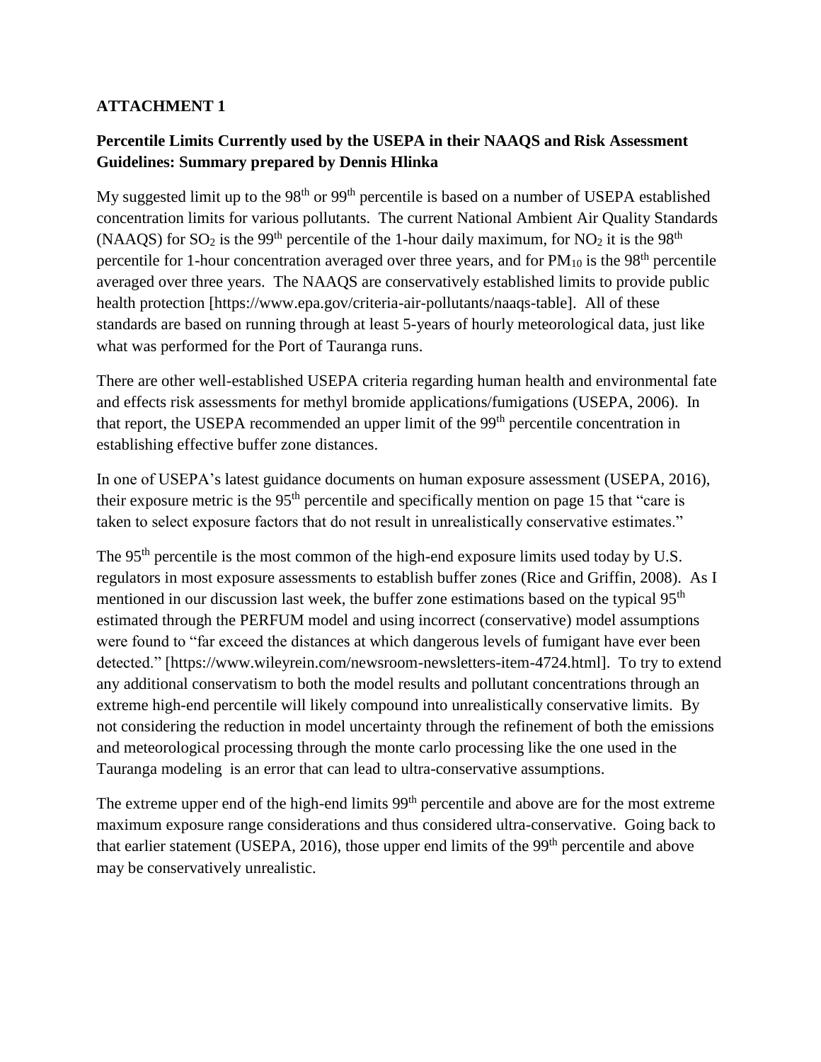**ATTACHMENT 1**

**Percentile Limits Currently used by the USEPA in their NAAQS and Risk Assessment Guidelines: Summary prepared by Dennis Hlinka**

My suggested limit up to the 98th or 99th percentile is based on a number of USEPA established concentration limits for various pollutants. The current National Ambient Air Quality Standards (NAAQS) for $SO_2$ is the 99th percentile of the 1-hour daily maximum, for $NO_2$ it is the 98th percentile for 1-hour concentration averaged over three years, and for $PM_{10}$ is the 98th percentile averaged over three years. The NAAQS are conservatively established limits to provide public health protection [https://www.epa.gov/criteria-air-pollutants/naaqs-table]. All of these standards are based on running through at least 5-years of hourly meteorological data, just like what was performed for the Port of Tauranga runs.

There are other well-established USEPA criteria regarding human health and environmental fate and effects risk assessments for methyl bromide applications/fumigations (USEPA, 2006). In that report, the USEPA recommended an upper limit of the 99th percentile concentration in establishing effective buffer zone distances.

In one of USEPA's latest guidance documents on human exposure assessment (USEPA, 2016), their exposure metric is the 95th percentile and specifically mention on page 15 that "care is taken to select exposure factors that do not result in unrealistically conservative estimates."

The 95th percentile is the most common of the high-end exposure limits used today by U.S. regulators in most exposure assessments to establish buffer zones (Rice and Griffin, 2008). As I mentioned in our discussion last week, the buffer zone estimations based on the typical 95th estimated through the PERFUM model and using incorrect (conservative) model assumptions were found to "far exceed the distances at which dangerous levels of fumigant have ever been detected." [https://www.wileyrein.com/newsroom-newsletters-item-4724.html]. To try to extend any additional conservatism to both the model results and pollutant concentrations through an extreme high-end percentile will likely compound into unrealistically conservative limits. By not considering the reduction in model uncertainty through the refinement of both the emissions and meteorological processing through the monte carlo processing like the one used in the Tauranga modeling is an error that can lead to ultra-conservative assumptions.

The extreme upper end of the high-end limits 99th percentile and above are for the most extreme maximum exposure range considerations and thus considered ultra-conservative. Going back to that earlier statement (USEPA, 2016), those upper end limits of the 99th percentile and above may be conservatively unrealistic.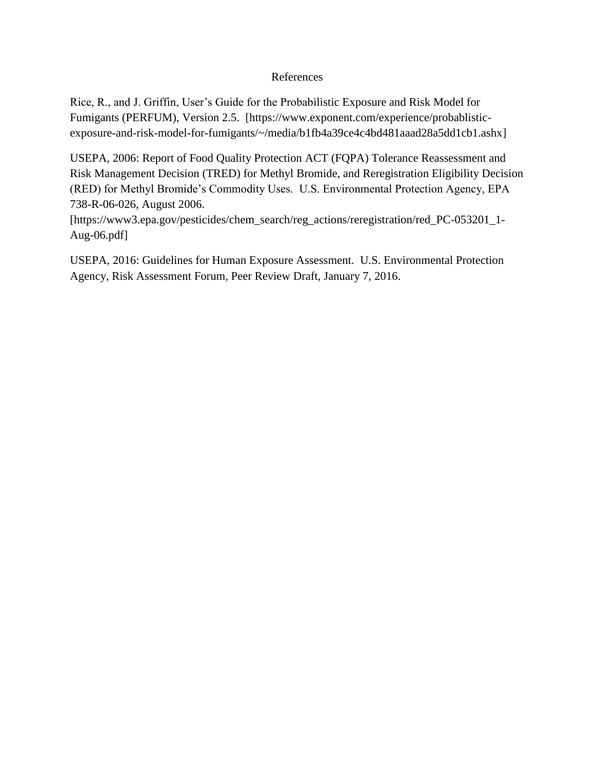# References

Rice, R., and J. Griffin, User's Guide for the Probabilistic Exposure and Risk Model for Fumigants (PERFUM), Version 2.5. [https://www.exponent.com/experience/probablistic-exposure-and-risk-model-for-fumigants/~/media/b1fb4a39ce4c4bd481aaad28a5dd1cb1.ashx]

USEPA, 2006: Report of Food Quality Protection ACT (FQPA) Tolerance Reassessment and Risk Management Decision (TRED) for Methyl Bromide, and Reregistration Eligibility Decision (RED) for Methyl Bromide's Commodity Uses. U.S. Environmental Protection Agency, EPA 738-R-06-026, August 2006. [https://www3.epa.gov/pesticides/chem_search/reg_actions/reregistration/red_PC-053201_1-Aug-06.pdf]

USEPA, 2016: Guidelines for Human Exposure Assessment. U.S. Environmental Protection Agency, Risk Assessment Forum, Peer Review Draft, January 7, 2016.